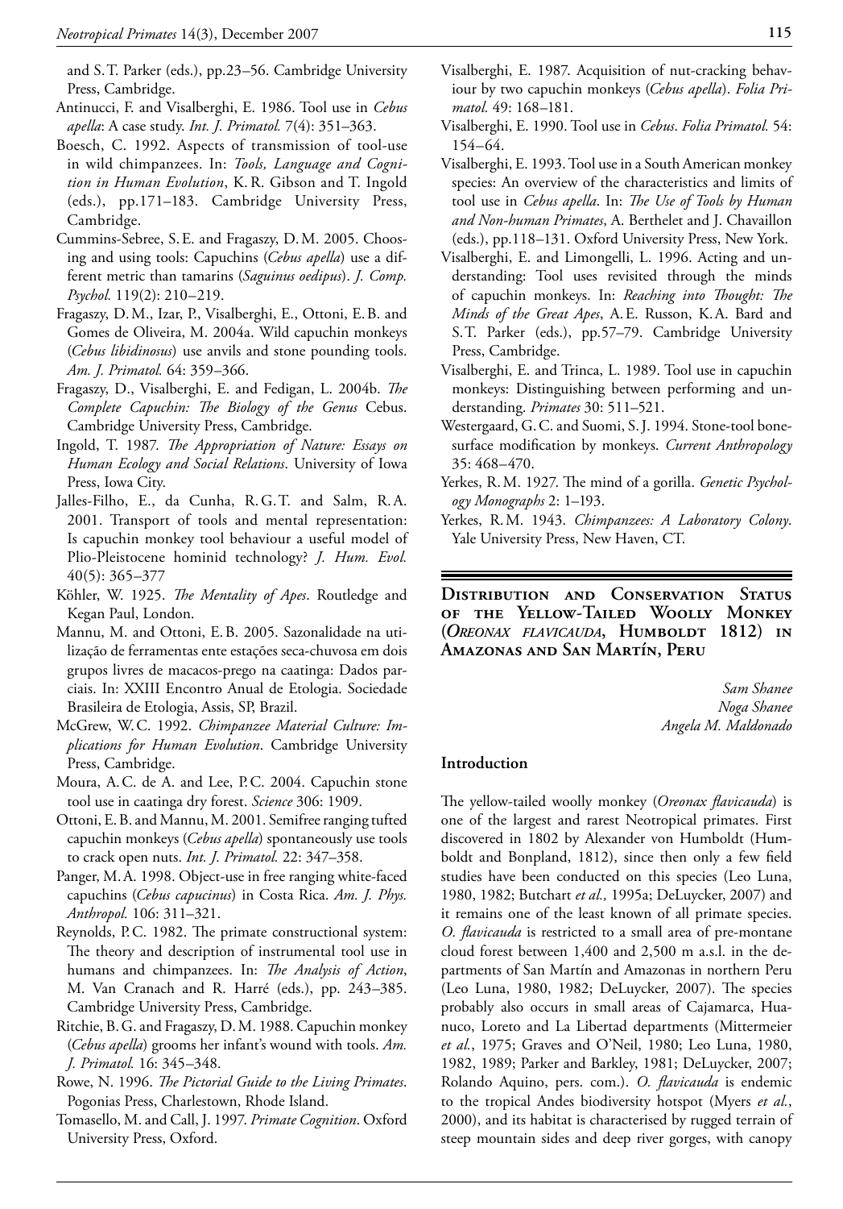and S.T. Parker (eds.), pp.23–56. Cambridge University Press, Cambridge.

Antinucci, F. and Visalberghi, E. 1986. Tool use in *Cebus apella*: A case study. *Int. J. Primatol.* 7(4): 351–363.

Boesch, C. 1992. Aspects of transmission of tool-use in wild chimpanzees. In: *Tools, Language and Cognition in Human Evolution*, K.R. Gibson and T. Ingold (eds.), pp.171–183. Cambridge University Press, Cambridge.

Cummins-Sebree, S.E. and Fragaszy, D.M. 2005. Choosing and using tools: Capuchins (*Cebus apella*) use a different metric than tamarins (*Saguinus oedipus*). *J. Comp. Psychol.* 119(2): 210–219.

Fragaszy, D.M., Izar, P., Visalberghi, E., Ottoni, E.B. and Gomes de Oliveira, M. 2004a. Wild capuchin monkeys (*Cebus libidinosus*) use anvils and stone pounding tools. *Am. J. Primatol.* 64: 359–366.

Fragaszy, D., Visalberghi, E. and Fedigan, L. 2004b. *The Complete Capuchin: The Biology of the Genus* Cebus. Cambridge University Press, Cambridge.

Ingold, T. 1987. *The Appropriation of Nature: Essays on Human Ecology and Social Relations*. University of Iowa Press, Iowa City.

Jalles-Filho, E., da Cunha, R.G.T. and Salm, R.A. 2001. Transport of tools and mental representation: Is capuchin monkey tool behaviour a useful model of Plio-Pleistocene hominid technology? *J. Hum. Evol.* 40(5): 365–377

Köhler, W. 1925. *The Mentality of Apes*. Routledge and Kegan Paul, London.

Mannu, M. and Ottoni, E.B. 2005. Sazonalidade na utilização de ferramentas ente estações seca-chuvosa em dois grupos livres de macacos-prego na caatinga: Dados parciais. In: XXIII Encontro Anual de Etologia. Sociedade Brasileira de Etologia, Assis, SP, Brazil.

McGrew, W.C. 1992. *Chimpanzee Material Culture: Implications for Human Evolution*. Cambridge University Press, Cambridge.

Moura, A.C. de A. and Lee, P.C. 2004. Capuchin stone tool use in caatinga dry forest. *Science* 306: 1909.

Ottoni, E.B. and Mannu, M. 2001. Semifree ranging tufted capuchin monkeys (*Cebus apella*) spontaneously use tools to crack open nuts. *Int. J. Primatol.* 22: 347–358.

Panger, M.A. 1998. Object-use in free ranging white-faced capuchins (*Cebus capucinus*) in Costa Rica. *Am. J. Phys. Anthropol.* 106: 311–321.

Reynolds, P.C. 1982. The primate constructional system: The theory and description of instrumental tool use in humans and chimpanzees. In: *The Analysis of Action*, M. Van Cranach and R. Harré (eds.), pp. 243–385. Cambridge University Press, Cambridge.

Ritchie, B.G. and Fragaszy, D.M. 1988. Capuchin monkey (*Cebus apella*) grooms her infant's wound with tools. *Am. J. Primatol.* 16: 345–348.

Rowe, N. 1996. *The Pictorial Guide to the Living Primates*. Pogonias Press, Charlestown, Rhode Island.

Tomasello, M. and Call, J. 1997. *Primate Cognition*. Oxford University Press, Oxford.

Visalberghi, E. 1987. Acquisition of nut-cracking behaviour by two capuchin monkeys (*Cebus apella*). *Folia Primatol.* 49: 168–181.

Visalberghi, E. 1990. Tool use in *Cebus*. *Folia Primatol.* 54: 154–64.

Visalberghi, E. 1993. Tool use in a South American monkey species: An overview of the characteristics and limits of tool use in *Cebus apella*. In: *The Use of Tools by Human and Non-human Primates*, A. Berthelet and J. Chavaillon (eds.), pp.118–131. Oxford University Press, New York.

Visalberghi, E. and Limongelli, L. 1996. Acting and understanding: Tool uses revisited through the minds of capuchin monkeys. In: *Reaching into Thought: The Minds of the Great Apes*, A.E. Russon, K.A. Bard and S.T. Parker (eds.), pp.57–79. Cambridge University Press, Cambridge.

Visalberghi, E. and Trinca, L. 1989. Tool use in capuchin monkeys: Distinguishing between performing and understanding. *Primates* 30: 511–521.

Westergaard, G.C. and Suomi, S.J. 1994. Stone-tool bone-surface modification by monkeys. *Current Anthropology* 35: 468–470.

Yerkes, R.M. 1927. The mind of a gorilla. *Genetic Psychology Monographs* 2: 1–193.

Yerkes, R.M. 1943. *Chimpanzees: A Laboratory Colony*. Yale University Press, New Haven, CT.

# Distribution and Conservation Status of the Yellow-Tailed Woolly Monkey (*Oreonax flavicauda*, Humboldt 1812) in Amazonas and San Martín, Peru

*Sam Shanee*
*Noga Shanee*
*Angela M. Maldonado*

## Introduction

The yellow-tailed woolly monkey (*Oreonax flavicauda*) is one of the largest and rarest Neotropical primates. First discovered in 1802 by Alexander von Humboldt (Humboldt and Bonpland, 1812), since then only a few field studies have been conducted on this species (Leo Luna, 1980, 1982; Butchart *et al.,* 1995a; DeLuycker, 2007) and it remains one of the least known of all primate species. *O. flavicauda* is restricted to a small area of pre-montane cloud forest between 1,400 and 2,500 m a.s.l. in the departments of San Martín and Amazonas in northern Peru (Leo Luna, 1980, 1982; DeLuycker, 2007). The species probably also occurs in small areas of Cajamarca, Huanuco, Loreto and La Libertad departments (Mittermeier *et al.*, 1975; Graves and O'Neil, 1980; Leo Luna, 1980, 1982, 1989; Parker and Barkley, 1981; DeLuycker, 2007; Rolando Aquino, pers. com.). *O. flavicauda* is endemic to the tropical Andes biodiversity hotspot (Myers *et al.*, 2000), and its habitat is characterised by rugged terrain of steep mountain sides and deep river gorges, with canopy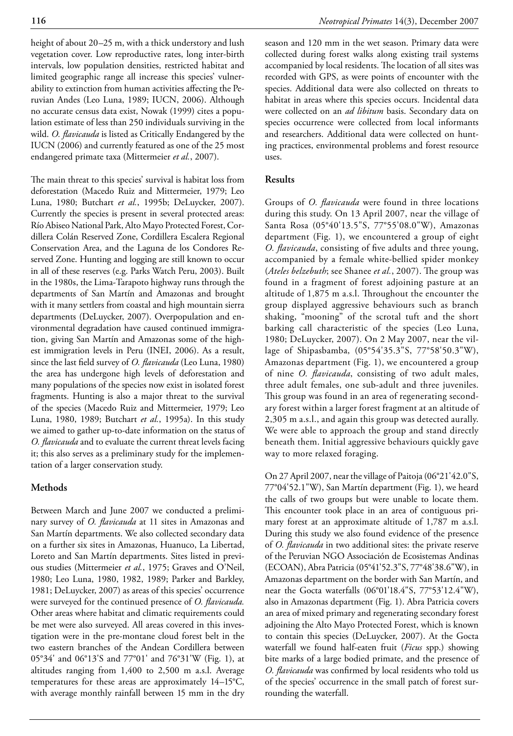height of about 20–25 m, with a thick understory and lush vegetation cover. Low reproductive rates, long inter-birth intervals, low population densities, restricted habitat and limited geographic range all increase this species' vulnerability to extinction from human activities affecting the Peruvian Andes (Leo Luna, 1989; IUCN, 2006). Although no accurate census data exist, Nowak (1999) cites a population estimate of less than 250 individuals surviving in the wild. *O. flavicauda* is listed as Critically Endangered by the IUCN (2006) and currently featured as one of the 25 most endangered primate taxa (Mittermeier *et al.*, 2007).

The main threat to this species' survival is habitat loss from deforestation (Macedo Ruiz and Mittermeier, 1979; Leo Luna, 1980; Butchart *et al.*, 1995b; DeLuycker, 2007). Currently the species is present in several protected areas: Río Abiseo National Park, Alto Mayo Protected Forest, Cordillera Colán Reserved Zone, Cordillera Escalera Regional Conservation Area, and the Laguna de los Condores Reserved Zone. Hunting and logging are still known to occur in all of these reserves (e.g. Parks Watch Peru, 2003). Built in the 1980s, the Lima-Tarapoto highway runs through the departments of San Martín and Amazonas and brought with it many settlers from coastal and high mountain sierra departments (DeLuycker, 2007). Overpopulation and environmental degradation have caused continued immigration, giving San Martín and Amazonas some of the highest immigration levels in Peru (INEI, 2006). As a result, since the last field survey of *O. flavicauda* (Leo Luna, 1980) the area has undergone high levels of deforestation and many populations of the species now exist in isolated forest fragments. Hunting is also a major threat to the survival of the species (Macedo Ruiz and Mittermeier, 1979; Leo Luna, 1980, 1989; Butchart *et al.*, 1995a). In this study we aimed to gather up-to-date information on the status of *O. flavicauda* and to evaluate the current threat levels facing it; this also serves as a preliminary study for the implementation of a larger conservation study.

## Methods

Between March and June 2007 we conducted a preliminary survey of *O. flavicauda* at 11 sites in Amazonas and San Martín departments. We also collected secondary data on a further six sites in Amazonas, Huanuco, La Libertad, Loreto and San Martín departments. Sites listed in previous studies (Mittermeier *et al.*, 1975; Graves and O'Neil, 1980; Leo Luna, 1980, 1982, 1989; Parker and Barkley, 1981; DeLuycker, 2007) as areas of this species' occurrence were surveyed for the continued presence of *O. flavicauda.* Other areas where habitat and climatic requirements could be met were also surveyed. All areas covered in this investigation were in the pre-montane cloud forest belt in the two eastern branches of the Andean Cordillera between 05°34' and 06°13'S and 77°01' and 76°31'W (Fig. 1), at altitudes ranging from 1,400 to 2,500 m a.s.l. Average temperatures for these areas are approximately 14–15°C, with average monthly rainfall between 15 mm in the dry season and 120 mm in the wet season. Primary data were collected during forest walks along existing trail systems accompanied by local residents. The location of all sites was recorded with GPS, as were points of encounter with the species. Additional data were also collected on threats to habitat in areas where this species occurs. Incidental data were collected on an *ad libitum* basis. Secondary data on species occurrence were collected from local informants and researchers. Additional data were collected on hunting practices, environmental problems and forest resource uses.

## Results

Groups of *O. flavicauda* were found in three locations during this study. On 13 April 2007, near the village of Santa Rosa (05°40'13.5"S, 77°55'08.0"W), Amazonas department (Fig. 1), we encountered a group of eight *O. flavicauda*, consisting of five adults and three young, accompanied by a female white-bellied spider monkey (*Ateles belzebuth*; see Shanee *et al.*, 2007). The group was found in a fragment of forest adjoining pasture at an altitude of 1,875 m a.s.l. Throughout the encounter the group displayed aggressive behaviours such as branch shaking, "mooning" of the scrotal tuft and the short barking call characteristic of the species (Leo Luna, 1980; DeLuycker, 2007). On 2 May 2007, near the village of Shipasbamba, (05°54'35.3"S, 77°58'50.3"W), Amazonas department (Fig. 1), we encountered a group of nine *O. flavicauda*, consisting of two adult males, three adult females, one sub-adult and three juveniles. This group was found in an area of regenerating secondary forest within a larger forest fragment at an altitude of 2,305 m a.s.l., and again this group was detected aurally. We were able to approach the group and stand directly beneath them. Initial aggressive behaviours quickly gave way to more relaxed foraging.

On 27 April 2007, near the village of Paitoja (06°21'42.0"S, 77°04'52.1"W), San Martín department (Fig. 1), we heard the calls of two groups but were unable to locate them. This encounter took place in an area of contiguous primary forest at an approximate altitude of 1,787 m a.s.l. During this study we also found evidence of the presence of *O. flavicauda* in two additional sites: the private reserve of the Peruvian NGO Associación de Ecosistemas Andinas (ECOAN), Abra Patricia (05°41'52.3"S, 77°48'38.6"W), in Amazonas department on the border with San Martín, and near the Gocta waterfalls (06°01'18.4"S, 77°53'12.4"W), also in Amazonas department (Fig. 1). Abra Patricia covers an area of mixed primary and regenerating secondary forest adjoining the Alto Mayo Protected Forest, which is known to contain this species (DeLuycker, 2007). At the Gocta waterfall we found half-eaten fruit (*Ficus* spp.) showing bite marks of a large bodied primate, and the presence of *O. flavicauda* was confirmed by local residents who told us of the species' occurrence in the small patch of forest surrounding the waterfall.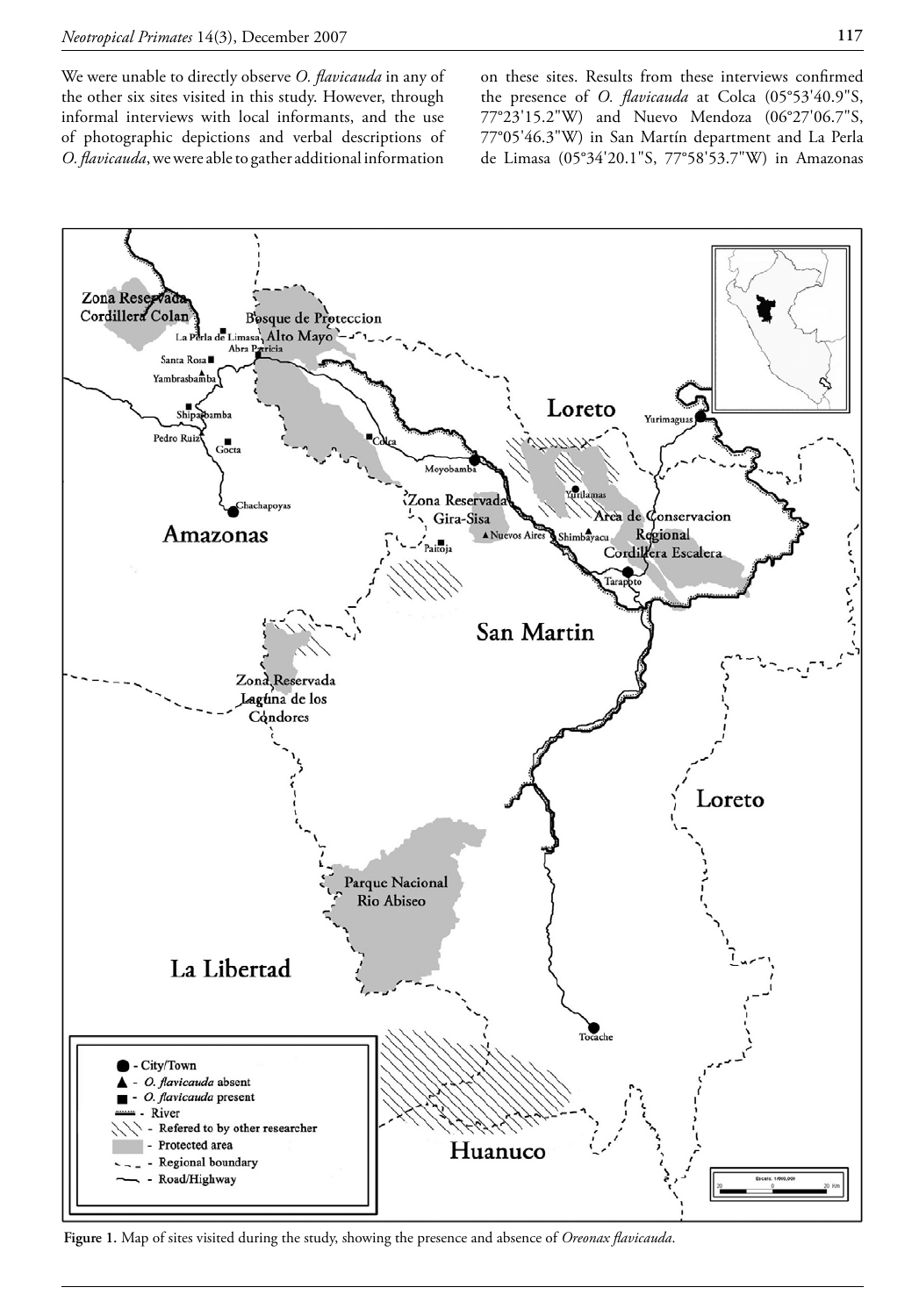We were unable to directly observe *O. flavicauda* in any of the other six sites visited in this study. However, through informal interviews with local informants, and the use of photographic depictions and verbal descriptions of *O. flavicauda*, we were able to gather additional information on these sites. Results from these interviews confirmed the presence of *O. flavicauda* at Colca (05°53'40.9"S, 77°23'15.2"W) and Nuevo Mendoza (06°27'06.7"S, 77°05'46.3"W) in San Martín department and La Perla de Limasa (05°34'20.1"S, 77°58'53.7"W) in Amazonas

**Figure 1.** Map of sites visited during the study, showing the presence and absence of *Oreonax flavicauda*.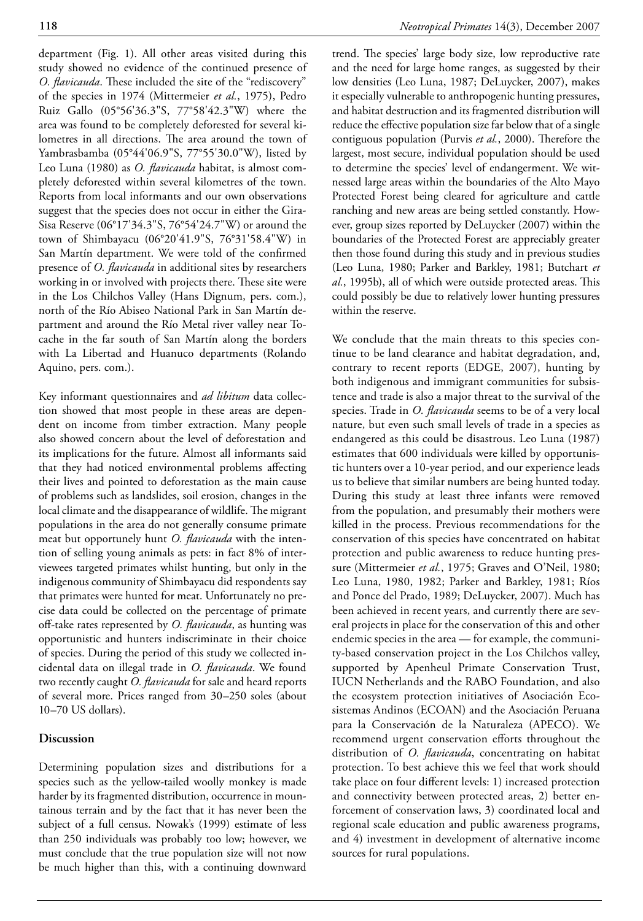department (Fig. 1). All other areas visited during this study showed no evidence of the continued presence of *O. flavicauda*. These included the site of the "rediscovery" of the species in 1974 (Mittermeier *et al.*, 1975), Pedro Ruiz Gallo (05°56'36.3"S, 77°58'42.3"W) where the area was found to be completely deforested for several kilometres in all directions. The area around the town of Yambrasbamba (05°44'06.9"S, 77°55'30.0"W), listed by Leo Luna (1980) as *O. flavicauda* habitat, is almost completely deforested within several kilometres of the town. Reports from local informants and our own observations suggest that the species does not occur in either the Gira-Sisa Reserve (06°17'34.3"S, 76°54'24.7"W) or around the town of Shimbayacu (06°20'41.9"S, 76°31'58.4"W) in San Martín department. We were told of the confirmed presence of *O. flavicauda* in additional sites by researchers working in or involved with projects there. These site were in the Los Chilchos Valley (Hans Dignum, pers. com.), north of the Río Abiseo National Park in San Martín department and around the Río Metal river valley near Tocache in the far south of San Martín along the borders with La Libertad and Huanuco departments (Rolando Aquino, pers. com.).

Key informant questionnaires and *ad libitum* data collection showed that most people in these areas are dependent on income from timber extraction. Many people also showed concern about the level of deforestation and its implications for the future. Almost all informants said that they had noticed environmental problems affecting their lives and pointed to deforestation as the main cause of problems such as landslides, soil erosion, changes in the local climate and the disappearance of wildlife. The migrant populations in the area do not generally consume primate meat but opportunely hunt *O. flavicauda* with the intention of selling young animals as pets: in fact 8% of interviewees targeted primates whilst hunting, but only in the indigenous community of Shimbayacu did respondents say that primates were hunted for meat. Unfortunately no precise data could be collected on the percentage of primate off-take rates represented by *O. flavicauda*, as hunting was opportunistic and hunters indiscriminate in their choice of species. During the period of this study we collected incidental data on illegal trade in *O. flavicauda*. We found two recently caught *O. flavicauda* for sale and heard reports of several more. Prices ranged from 30–250 soles (about 10–70 US dollars).

## Discussion

Determining population sizes and distributions for a species such as the yellow-tailed woolly monkey is made harder by its fragmented distribution, occurrence in mountainous terrain and by the fact that it has never been the subject of a full census. Nowak's (1999) estimate of less than 250 individuals was probably too low; however, we must conclude that the true population size will not now be much higher than this, with a continuing downward trend. The species' large body size, low reproductive rate and the need for large home ranges, as suggested by their low densities (Leo Luna, 1987; DeLuycker, 2007), makes it especially vulnerable to anthropogenic hunting pressures, and habitat destruction and its fragmented distribution will reduce the effective population size far below that of a single contiguous population (Purvis *et al.*, 2000). Therefore the largest, most secure, individual population should be used to determine the species' level of endangerment. We witnessed large areas within the boundaries of the Alto Mayo Protected Forest being cleared for agriculture and cattle ranching and new areas are being settled constantly. However, group sizes reported by DeLuycker (2007) within the boundaries of the Protected Forest are appreciably greater then those found during this study and in previous studies (Leo Luna, 1980; Parker and Barkley, 1981; Butchart *et al.*, 1995b), all of which were outside protected areas. This could possibly be due to relatively lower hunting pressures within the reserve.

We conclude that the main threats to this species continue to be land clearance and habitat degradation, and, contrary to recent reports (EDGE, 2007), hunting by both indigenous and immigrant communities for subsistence and trade is also a major threat to the survival of the species. Trade in *O. flavicauda* seems to be of a very local nature, but even such small levels of trade in a species as endangered as this could be disastrous. Leo Luna (1987) estimates that 600 individuals were killed by opportunistic hunters over a 10-year period, and our experience leads us to believe that similar numbers are being hunted today. During this study at least three infants were removed from the population, and presumably their mothers were killed in the process. Previous recommendations for the conservation of this species have concentrated on habitat protection and public awareness to reduce hunting pressure (Mittermeier *et al.*, 1975; Graves and O'Neil, 1980; Leo Luna, 1980, 1982; Parker and Barkley, 1981; Ríos and Ponce del Prado, 1989; DeLuycker, 2007). Much has been achieved in recent years, and currently there are several projects in place for the conservation of this and other endemic species in the area — for example, the community-based conservation project in the Los Chilchos valley, supported by Apenheul Primate Conservation Trust, IUCN Netherlands and the RABO Foundation, and also the ecosystem protection initiatives of Asociación Ecosistemas Andinos (ECOAN) and the Asociación Peruana para la Conservación de la Naturaleza (APECO). We recommend urgent conservation efforts throughout the distribution of *O. flavicauda*, concentrating on habitat protection. To best achieve this we feel that work should take place on four different levels: 1) increased protection and connectivity between protected areas, 2) better enforcement of conservation laws, 3) coordinated local and regional scale education and public awareness programs, and 4) investment in development of alternative income sources for rural populations.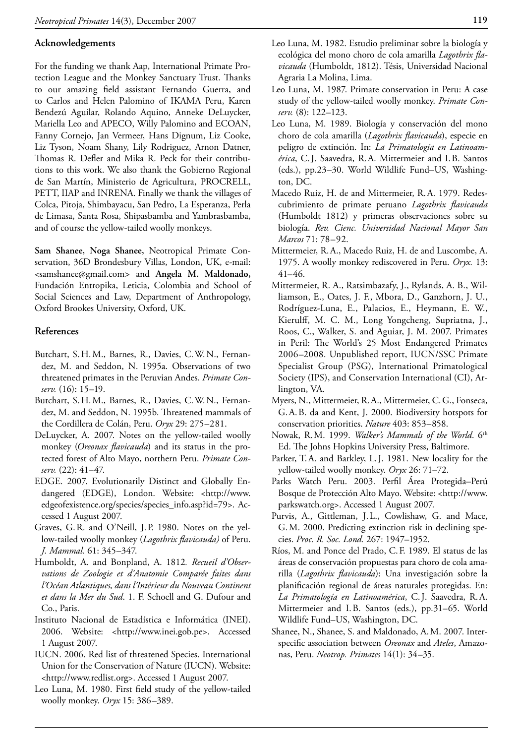## Acknowledgements

For the funding we thank Aap, International Primate Protection League and the Monkey Sanctuary Trust. Thanks to our amazing field assistant Fernando Guerra, and to Carlos and Helen Palomino of IKAMA Peru, Karen Bendezú Aguilar, Rolando Aquino, Anneke DeLuycker, Mariella Leo and APECO, Willy Palomino and ECOAN, Fanny Cornejo, Jan Vermeer, Hans Dignum, Liz Cooke, Liz Tyson, Noam Shany, Lily Rodriguez, Arnon Datner, Thomas R. Defler and Mika R. Peck for their contributions to this work. We also thank the Gobierno Regional de San Martín, Ministerio de Agricultura, PROCRELL, PETT, IIAP and INRENA. Finally we thank the villages of Colca, Pitoja, Shimbayacu, San Pedro, La Esperanza, Perla de Limasa, Santa Rosa, Shipasbamba and Yambrasbamba, and of course the yellow-tailed woolly monkeys.

**Sam Shanee, Noga Shanee,** Neotropical Primate Conservation, 36D Brondesbury Villas, London, UK, e-mail: <samshanee@gmail.com> and **Angela M. Maldonado,** Fundación Entropika, Leticia, Colombia and School of Social Sciences and Law, Department of Anthropology, Oxford Brookes University, Oxford, UK.

## References

Butchart, S. H. M., Barnes, R., Davies, C. W. N., Fernandez, M. and Seddon, N. 1995a. Observations of two threatened primates in the Peruvian Andes. *Primate Conserv.* (16): 15–19.

Butchart, S. H. M., Barnes, R., Davies, C. W. N., Fernandez, M. and Seddon, N. 1995b. Threatened mammals of the Cordillera de Colán, Peru. *Oryx* 29: 275–281.

DeLuycker, A. 2007. Notes on the yellow-tailed woolly monkey (*Oreonax flavicauda*) and its status in the protected forest of Alto Mayo, northern Peru. *Primate Conserv.* (22): 41–47.

EDGE. 2007. Evolutionarily Distinct and Globally Endangered (EDGE), London. Website: <http://www.edgeofexistence.org/species/species_info.asp?id=79>. Accessed 1 August 2007.

Graves, G. R. and O'Neill, J. P. 1980. Notes on the yellow-tailed woolly monkey (*Lagothrix flavicauda)* of Peru. *J. Mammal.* 61: 345–347.

Humboldt, A. and Bonpland, A. 1812*. Recueil d'Observations de Zoologie et d'Anatomie Comparée faites dans l'Océan Atlantiques, dans l'Intérieur du Nouveau Continent et dans la Mer du Sud*. 1. F. Schoell and G. Dufour and Co., Paris.

Instituto Nacional de Estadística e Informática (INEI). 2006. Website: <http://www.inei.gob.pe>. Accessed 1 August 2007.

IUCN. 2006. Red list of threatened Species. International Union for the Conservation of Nature (IUCN). Website: <http://www.redlist.org>. Accessed 1 August 2007.

Leo Luna, M. 1980. First field study of the yellow-tailed woolly monkey. *Oryx* 15: 386–389.

Leo Luna, M. 1982. Estudio preliminar sobre la biología y ecológica del mono choro de cola amarilla *Lagothrix flavicauda* (Humboldt, 1812). Tésis, Universidad Nacional Agraria La Molina, Lima.

Leo Luna, M. 1987. Primate conservation in Peru: A case study of the yellow-tailed woolly monkey. *Primate Conserv.* (8): 122–123.

Leo Luna, M. 1989. Biología y conservación del mono choro de cola amarilla (*Lagothrix flavicauda*), especie en peligro de extinción. In: *La Primatología en Latinoamérica*, C. J. Saavedra, R. A. Mittermeier and I. B. Santos (eds.), pp.23–30. World Wildlife Fund–US, Washington, DC.

Macedo Ruiz, H. de and Mittermeier, R. A. 1979. Redescubrimiento de primate peruano *Lagothrix flavicauda* (Humboldt 1812) y primeras observaciones sobre su biología. *Rev. Cienc. Universidad Nacional Mayor San Marcos* 71: 78–92.

Mittermeier, R. A., Macedo Ruiz, H. de and Luscombe, A. 1975. A woolly monkey rediscovered in Peru. *Oryx.* 13: 41–46.

Mittermeier, R. A., Ratsimbazafy, J., Rylands, A. B., Williamson, E., Oates, J. F., Mbora, D., Ganzhorn, J. U., Rodríguez-Luna, E., Palacios, E., Heymann, E. W., Kierulff, M. C. M., Long Yongcheng, Supriatna, J., Roos, C., Walker, S. and Aguiar, J. M. 2007. Primates in Peril: The World's 25 Most Endangered Primates 2006–2008. Unpublished report, IUCN/SSC Primate Specialist Group (PSG), International Primatological Society (IPS), and Conservation International (CI), Arlington, VA.

Myers, N., Mittermeier, R. A., Mittermeier, C. G., Fonseca, G. A. B. da and Kent, J. 2000. Biodiversity hotspots for conservation priorities. *Nature* 403: 853–858.

Nowak, R. M. 1999. *Walker's Mammals of the World*. 6th Ed. The Johns Hopkins University Press, Baltimore.

Parker, T. A. and Barkley, L. J. 1981. New locality for the yellow-tailed woolly monkey. *Oryx* 26: 71–72.

Parks Watch Peru. 2003. Perfil Área Protegida–Perú Bosque de Protección Alto Mayo. Website: <http://www.parkswatch.org>. Accessed 1 August 2007.

Purvis, A., Gittleman, J. L., Cowlishaw, G. and Mace, G. M. 2000. Predicting extinction risk in declining species. *Proc. R. Soc. Lond.* 267: 1947–1952.

Ríos, M. and Ponce del Prado, C. F. 1989. El status de las áreas de conservación propuestas para choro de cola amarilla (*Lagothrix flavicauda*): Una investigación sobre la planificación regional de áreas naturales protegidas. En: *La Primatología en Latinoamérica*, C. J. Saavedra, R. A. Mittermeier and I. B. Santos (eds.), pp.31–65. World Wildlife Fund–US, Washington, DC.

Shanee, N., Shanee, S. and Maldonado, A. M. 2007. Interspecific association between *Oreonax* and *Ateles*, Amazonas, Peru. *Neotrop. Primates* 14(1): 34–35.